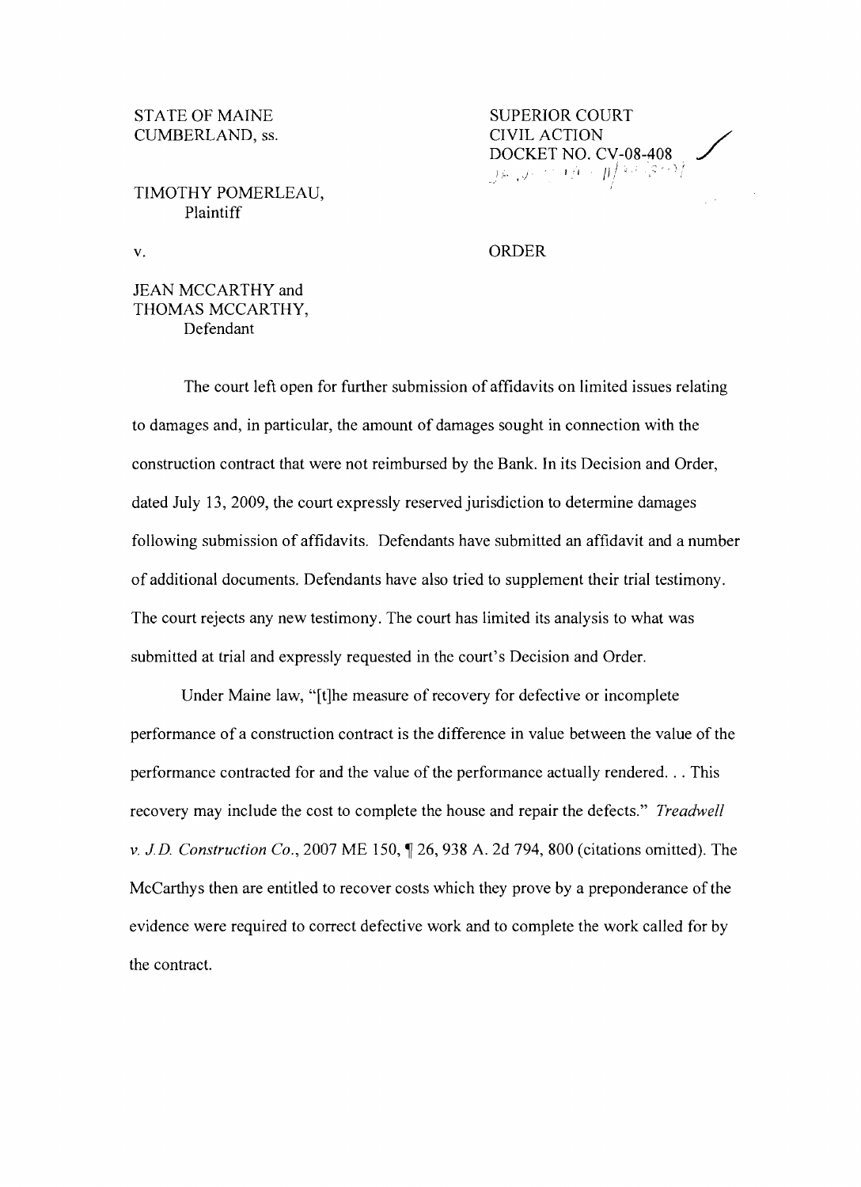STATE OF MAINE
CUMBERLAND, ss.

SUPERIOR COURT
CIVIL ACTION
DOCKET NO. CV-08-408

TIMOTHY POMERLEAU,
Plaintiff

v.

ORDER

JEAN MCCARTHY and
THOMAS MCCARTHY,
Defendant

The court left open for further submission of affidavits on limited issues relating to damages and, in particular, the amount of damages sought in connection with the construction contract that were not reimbursed by the Bank. In its Decision and Order, dated July 13, 2009, the court expressly reserved jurisdiction to determine damages following submission of affidavits. Defendants have submitted an affidavit and a number of additional documents. Defendants have also tried to supplement their trial testimony. The court rejects any new testimony. The court has limited its analysis to what was submitted at trial and expressly requested in the court's Decision and Order.

Under Maine law, "[t]he measure of recovery for defective or incomplete performance of a construction contract is the difference in value between the value of the performance contracted for and the value of the performance actually rendered. . . This recovery may include the cost to complete the house and repair the defects." *Treadwell v. J.D. Construction Co.*, 2007 ME 150, ¶ 26, 938 A. 2d 794, 800 (citations omitted). The McCarthys then are entitled to recover costs which they prove by a preponderance of the evidence were required to correct defective work and to complete the work called for by the contract.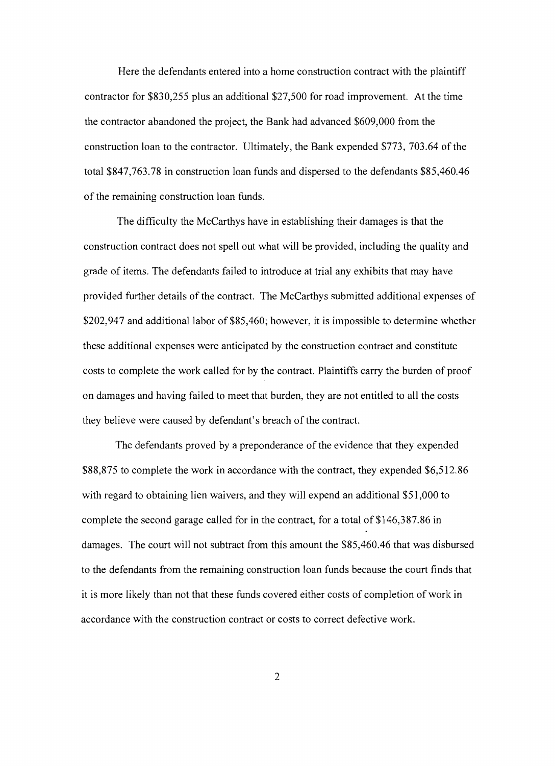Here the defendants entered into a home construction contract with the plaintiff contractor for $830,255 plus an additional $27,500 for road improvement. At the time the contractor abandoned the project, the Bank had advanced $609,000 from the construction loan to the contractor. Ultimately, the Bank expended $773, 703.64 of the total $847,763.78 in construction loan funds and dispersed to the defendants $85,460.46 of the remaining construction loan funds.

The difficulty the McCarthys have in establishing their damages is that the construction contract does not spell out what will be provided, including the quality and grade of items. The defendants failed to introduce at trial any exhibits that may have provided further details of the contract. The McCarthys submitted additional expenses of $202,947 and additional labor of $85,460; however, it is impossible to determine whether these additional expenses were anticipated by the construction contract and constitute costs to complete the work called for by the contract. Plaintiffs carry the burden of proof on damages and having failed to meet that burden, they are not entitled to all the costs they believe were caused by defendant's breach of the contract.

The defendants proved by a preponderance of the evidence that they expended $88,875 to complete the work in accordance with the contract, they expended $6,512.86 with regard to obtaining lien waivers, and they will expend an additional $51,000 to complete the second garage called for in the contract, for a total of $146,387.86 in damages. The court will not subtract from this amount the $85,460.46 that was disbursed to the defendants from the remaining construction loan funds because the court finds that it is more likely than not that these funds covered either costs of completion of work in accordance with the construction contract or costs to correct defective work.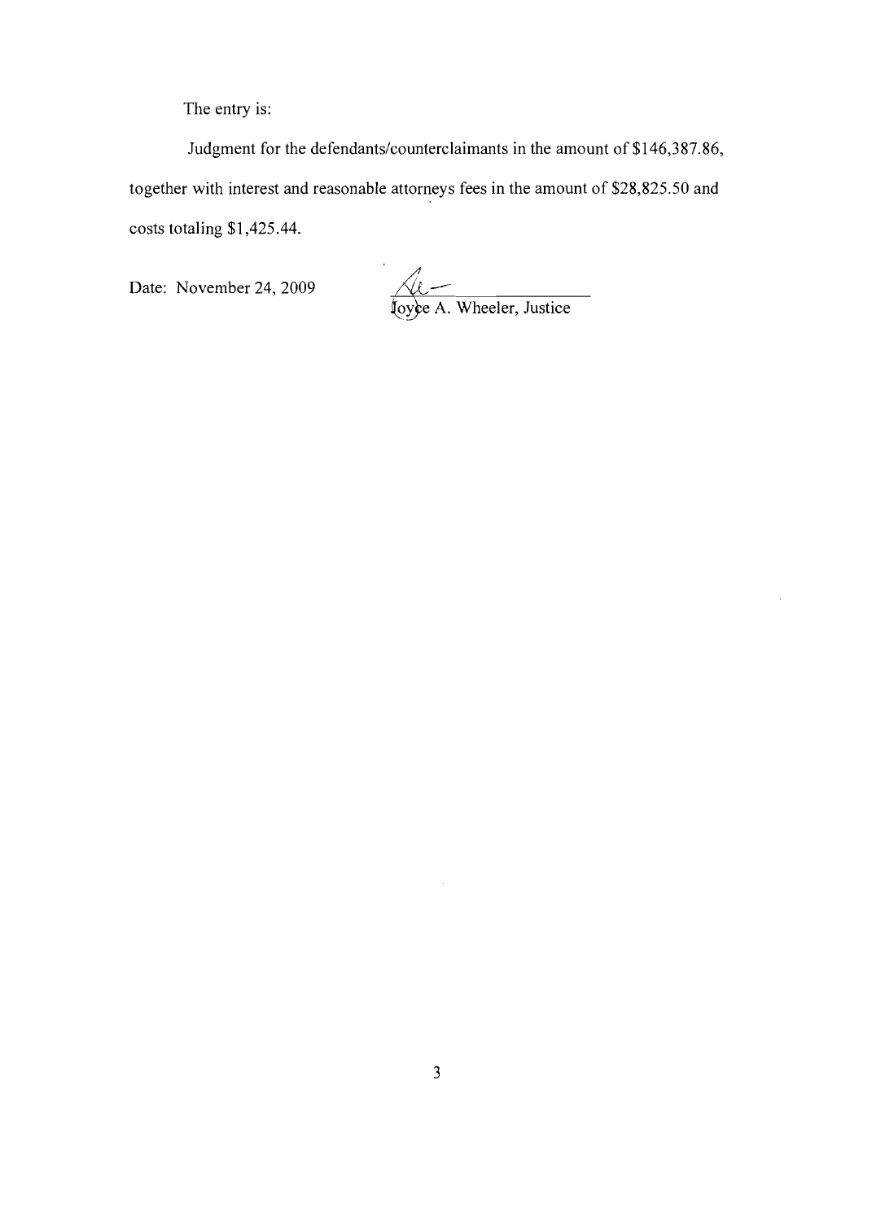The entry is:

Judgment for the defendants/counterclaimants in the amount of $146,387.86, together with interest and reasonable attorneys fees in the amount of $28,825.50 and costs totaling $1,425.44.

Date: November 24, 2009

Joyce A. Wheeler, Justice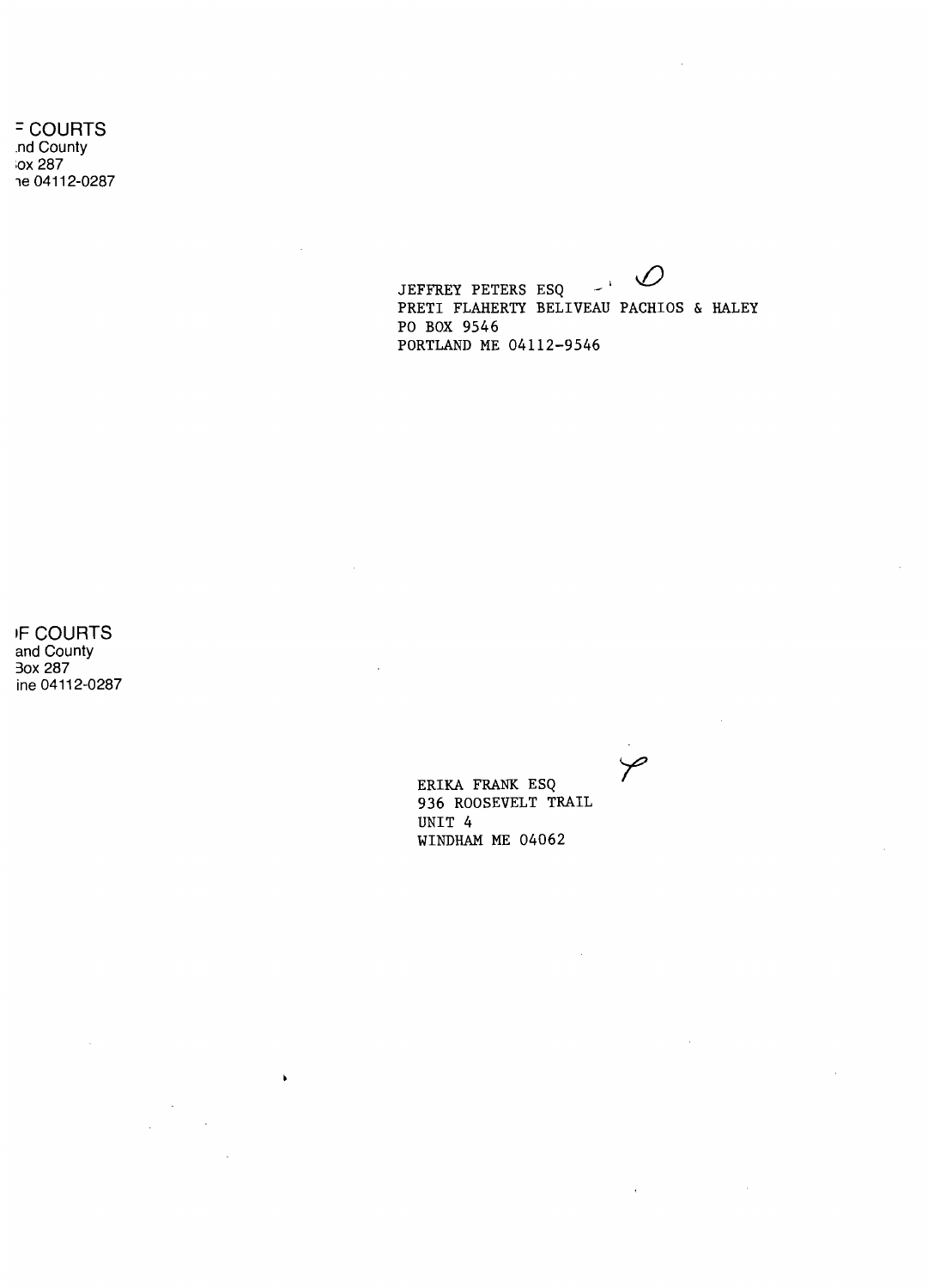= COURTS
.nd County
ox 287
ne 04112-0287

JEFFREY PETERS ESQ
PRETI FLAHERTY BELIVEAU PACHIOS & HALEY
PO BOX 9546
PORTLAND ME 04112-9546

F COURTS
and County
Box 287
ine 04112-0287

ERIKA FRANK ESQ
936 ROOSEVELT TRAIL
UNIT 4
WINDHAM ME 04062